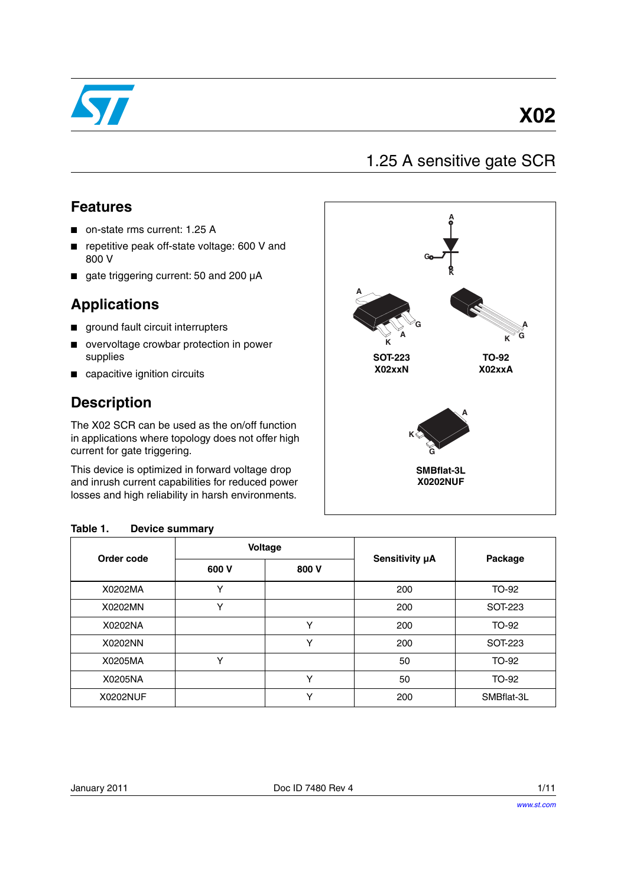# X02

## 1.25 A sensitive gate SCR

## Features

- on-state rms current: 1.25 A
- repetitive peak off-state voltage: 600 V and 800 V
- gate triggering current: 50 and 200 µA

## Applications

- ground fault circuit interrupters
- overvoltage crowbar protection in power supplies
- capacitive ignition circuits

## Description

The X02 SCR can be used as the on/off function in applications where topology does not offer high current for gate triggering.

This device is optimized in forward voltage drop and inrush current capabilities for reduced power losses and high reliability in harsh environments.

A, G, K

SOT-223
X02xxN

TO-92
X02xxA

SMBflat-3L
X0202NUF

**Table 1. Device summary**

| Order code | Voltage | | Sensitivity µA | Package |
|---|---|---|---|---|
| | 600 V | 800 V | | |
| X0202MA | Y | | 200 | TO-92 |
| X0202MN | Y | | 200 | SOT-223 |
| X0202NA | | Y | 200 | TO-92 |
| X0202NN | | Y | 200 | SOT-223 |
| X0205MA | Y | | 50 | TO-92 |
| X0205NA | | Y | 50 | TO-92 |
| X0202NUF | | Y | 200 | SMBflat-3L |

January 2011 Doc ID 7480 Rev 4

www.st.com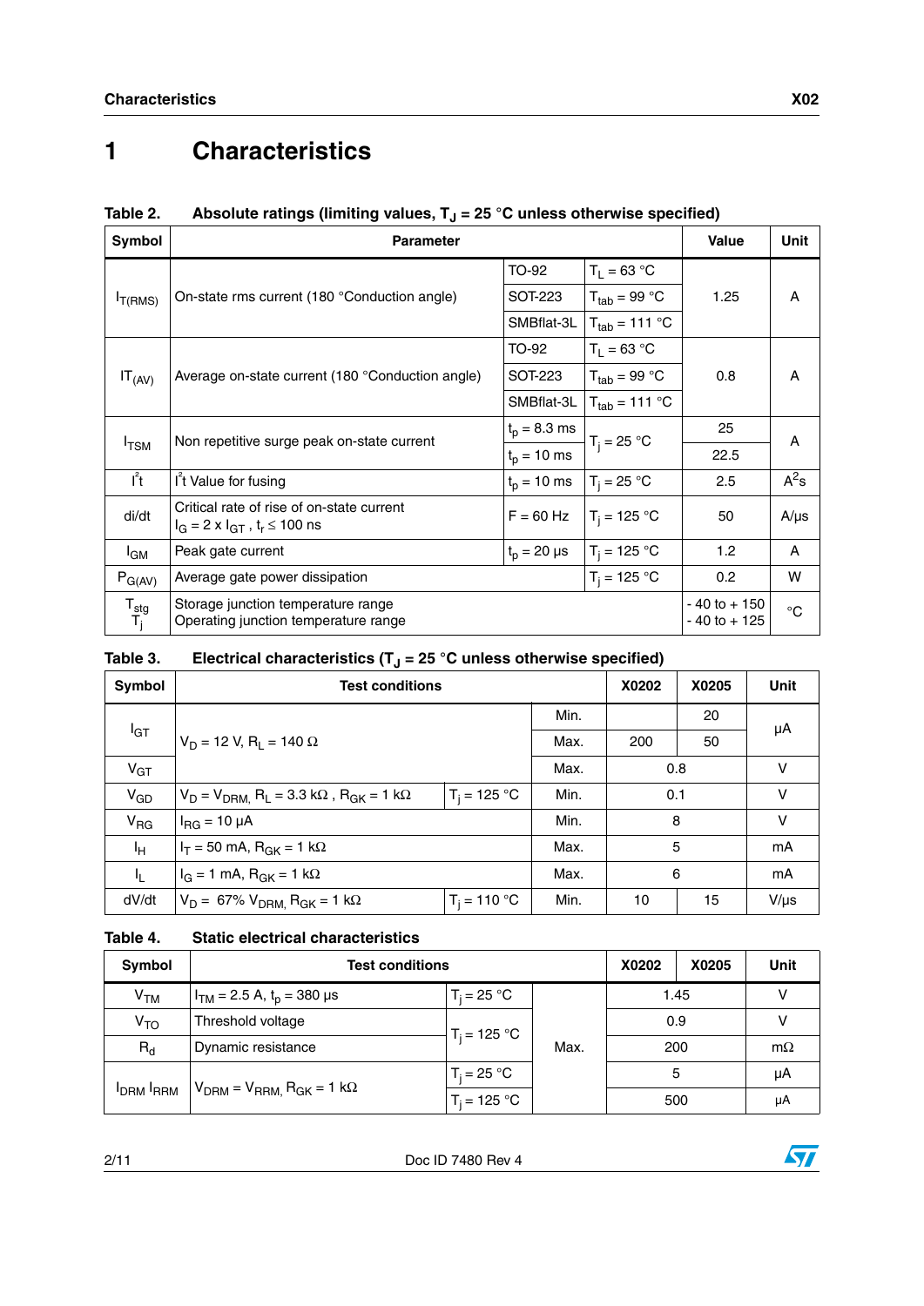# 1 Characteristics

Table 2. Absolute ratings (limiting values, $T_J$ = 25 °C unless otherwise specified)

| Symbol | Parameter | | | Value | Unit |
|---|---|---|---|---|---|
| $I_{T(RMS)}$ | On-state rms current (180 °Conduction angle) | TO-92 | $T_L$ = 63 °C | 1.25 | A |
| | | SOT-223 | $T_{tab}$ = 99 °C | | |
| | | SMBflat-3L | $T_{tab}$ = 111 °C | | |
| $IT_{(AV)}$ | Average on-state current (180 °Conduction angle) | TO-92 | $T_L$ = 63 °C | 0.8 | A |
| | | SOT-223 | $T_{tab}$ = 99 °C | | |
| | | SMBflat-3L | $T_{tab}$ = 111 °C | | |
| $I_{TSM}$ | Non repetitive surge peak on-state current | $t_p$ = 8.3 ms | $T_j$ = 25 °C | 25 | A |
| | | $t_p$ = 10 ms | | 22.5 | |
| $I^2t$ | $I^2t$ Value for fusing | $t_p$ = 10 ms | $T_j$ = 25 °C | 2.5 | $A^2s$ |
| di/dt | Critical rate of rise of on-state current $I_G$ = 2 x $I_{GT}$ , $t_r \leq$ 100 ns | F = 60 Hz | $T_j$ = 125 °C | 50 | A/µs |
| $I_{GM}$ | Peak gate current | $t_p$ = 20 µs | $T_j$ = 125 °C | 1.2 | A |
| $P_{G(AV)}$ | Average gate power dissipation | | $T_j$ = 125 °C | 0.2 | W |
| $T_{stg}$ $T_j$ | Storage junction temperature range Operating junction temperature range | | | - 40 to + 150 - 40 to + 125 | °C |

Table 3. Electrical characteristics ($T_J$ = 25 °C unless otherwise specified)

| Symbol | Test conditions | | | X0202 | X0205 | Unit |
|---|---|---|---|---|---|---|
| $I_{GT}$ | $V_D$ = 12 V, $R_L$ = 140 Ω | | Min. | | 20 | µA |
| | | | Max. | 200 | 50 | |
| $V_{GT}$ | | | Max. | 0.8 | | V |
| $V_{GD}$ | $V_D = V_{DRM}$, $R_L$ = 3.3 kΩ , $R_{GK}$ = 1 kΩ | $T_j$ = 125 °C | Min. | 0.1 | | V |
| $V_{RG}$ | $I_{RG}$ = 10 µA | | Min. | 8 | | V |
| $I_H$ | $I_T$ = 50 mA, $R_{GK}$ = 1 kΩ | | Max. | 5 | | mA |
| $I_L$ | $I_G$ = 1 mA, $R_{GK}$ = 1 kΩ | | Max. | 6 | | mA |
| dV/dt | $V_D$ = 67% $V_{DRM}$, $R_{GK}$ = 1 kΩ | $T_j$ = 110 °C | Min. | 10 | 15 | V/µs |

Table 4. Static electrical characteristics

| Symbol | Test conditions | | | X0202 | X0205 | Unit |
|---|---|---|---|---|---|---|
| $V_{TM}$ | $I_{TM}$ = 2.5 A, $t_p$ = 380 µs | $T_j$ = 25 °C | Max. | 1.45 | | V |
| $V_{TO}$ | Threshold voltage | $T_j$ = 125 °C | | 0.9 | | V |
| $R_d$ | Dynamic resistance | | | 200 | | mΩ |
| $I_{DRM}$ $I_{RRM}$ | $V_{DRM} = V_{RRM}$, $R_{GK}$ = 1 kΩ | $T_j$ = 25 °C | | 5 | | µA |
| | | $T_j$ = 125 °C | | 500 | | µA |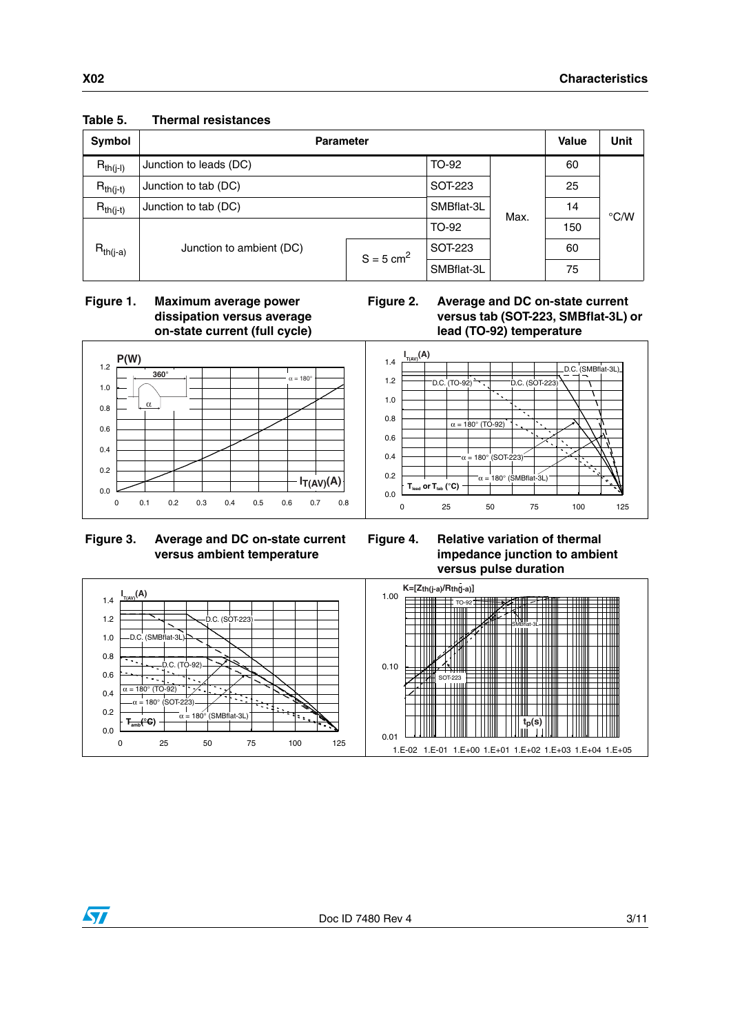**Table 5. Thermal resistances**

| Symbol | Parameter | | | | Value | Unit |
|---|---|---|---|---|---|---|
| $R_{th(j-l)}$ | Junction to leads (DC) | | TO-92 | Max. | 60 | °C/W |
| $R_{th(j-t)}$ | Junction to tab (DC) | | SOT-223 | | 25 | |
| $R_{th(j-t)}$ | Junction to tab (DC) | | SMBflat-3L | | 14 | |
| $R_{th(j-a)}$ | Junction to ambient (DC) | | TO-92 | | 150 | |
| | | $S = 5\ cm^2$ | SOT-223 | | 60 | |
| | | | SMBflat-3L | | 75 | |

**Figure 1. Maximum average power dissipation versus average on-state current (full cycle)**

**Figure 2. Average and DC on-state current versus tab (SOT-223, SMBflat-3L) or lead (TO-92) temperature**

**Figure 3. Average and DC on-state current versus ambient temperature**

**Figure 4. Relative variation of thermal impedance junction to ambient versus pulse duration**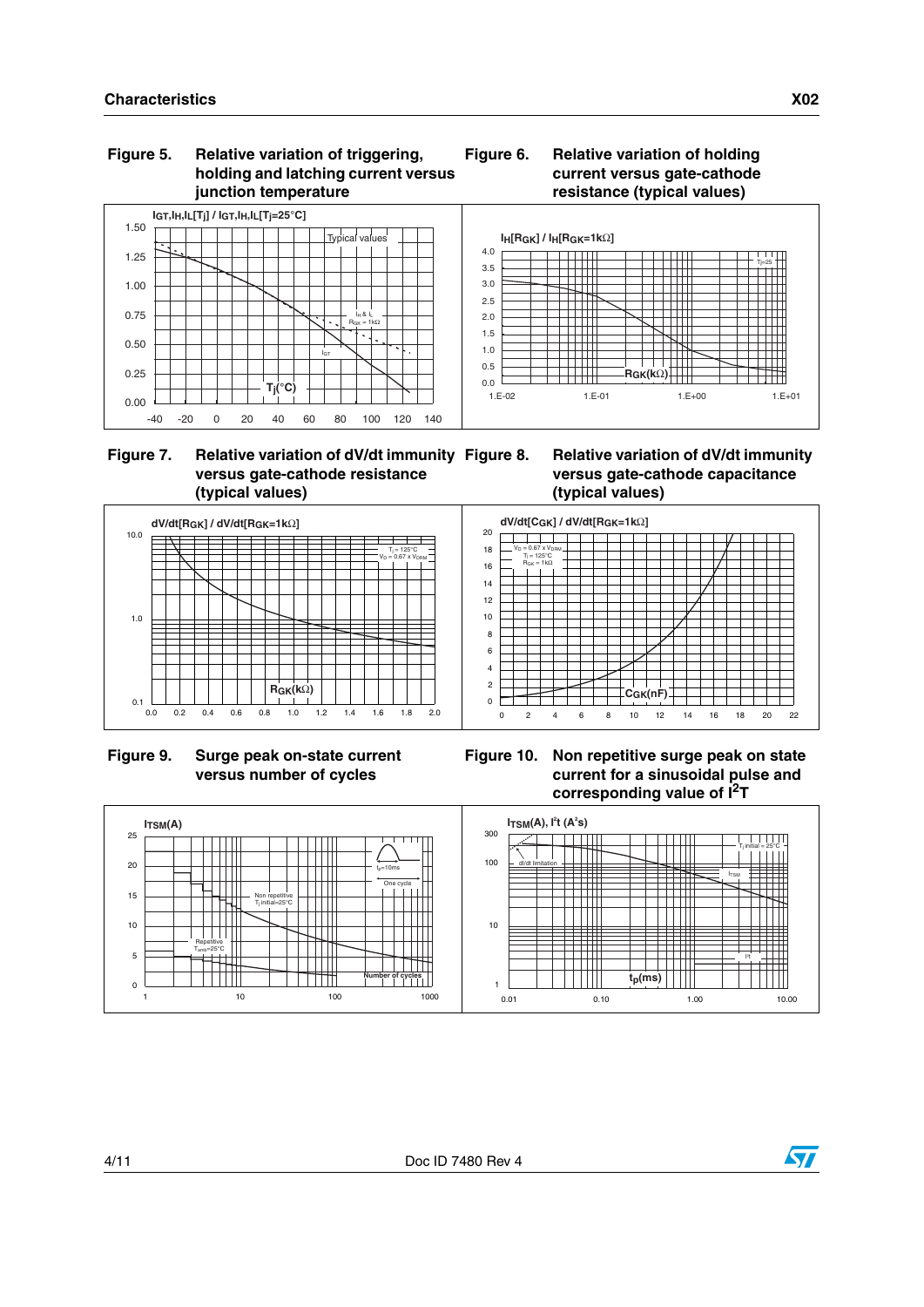## Characteristics

**Figure 5. Relative variation of triggering, holding and latching current versus junction temperature**

**Figure 6. Relative variation of holding current versus gate-cathode resistance (typical values)**

**Figure 7. Relative variation of dV/dt immunity versus gate-cathode resistance (typical values)**

**Figure 8. Relative variation of dV/dt immunity versus gate-cathode capacitance (typical values)**

**Figure 9. Surge peak on-state current versus number of cycles**

**Figure 10. Non repetitive surge peak on state current for a sinusoidal pulse and corresponding value of $I^2t$**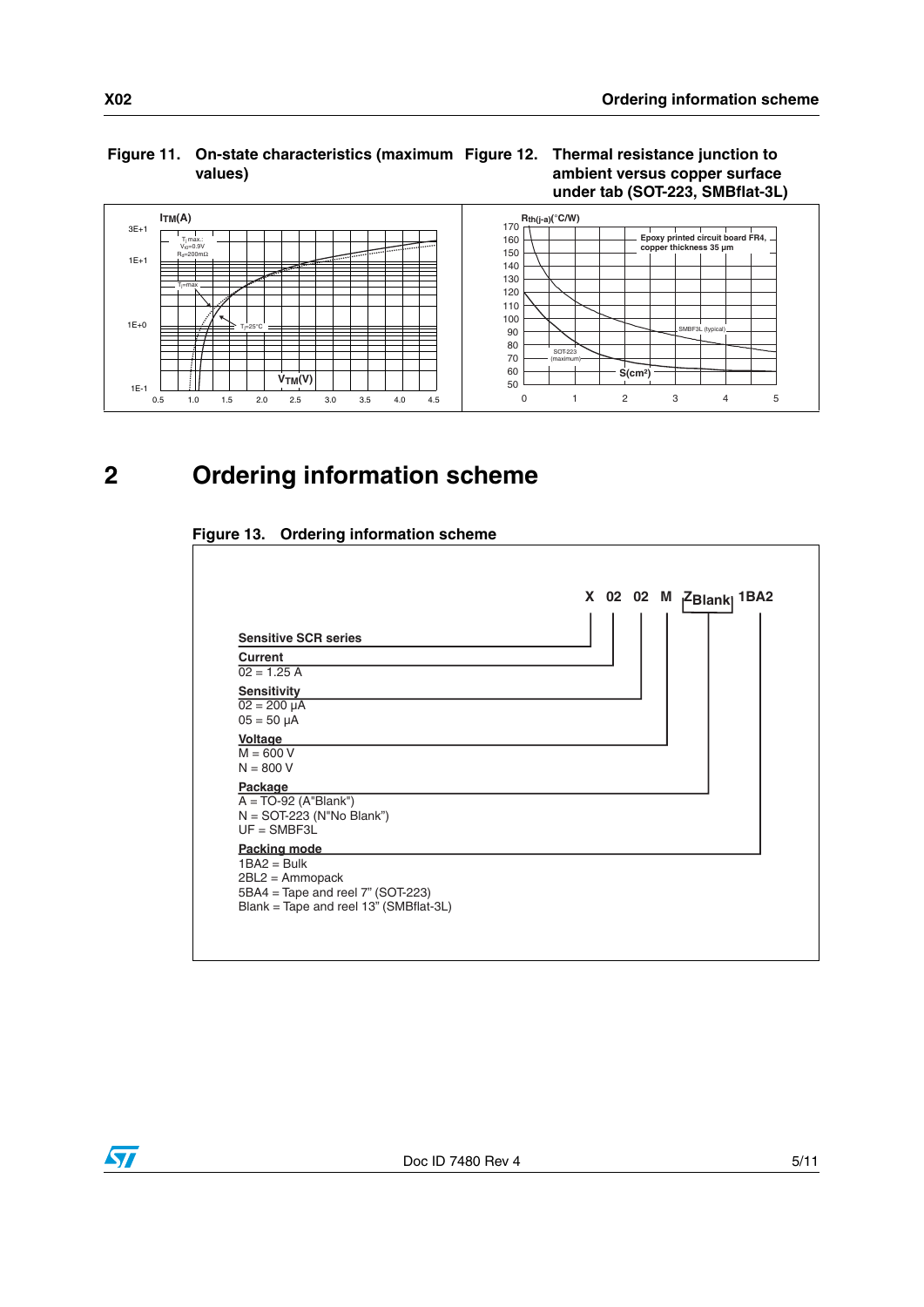**Figure 11. On-state characteristics (maximum values)**

**Figure 12. Thermal resistance junction to ambient versus copper surface under tab (SOT-223, SMBflat-3L)**

# 2 Ordering information scheme

**Figure 13. Ordering information scheme**

X 02 02 M Z Blank 1BA2

**Sensitive SCR series**

**Current**
02 = 1.25 A

**Sensitivity**
02 = 200 µA
05 = 50 µA

**Voltage**
M = 600 V
N = 800 V

**Package**
A = TO-92 (A"Blank")
N = SOT-223 (N"No Blank")
UF = SMBF3L

**Packing mode**
1BA2 = Bulk
2BL2 = Ammopack
5BA4 = Tape and reel 7" (SOT-223)
Blank = Tape and reel 13" (SMBflat-3L)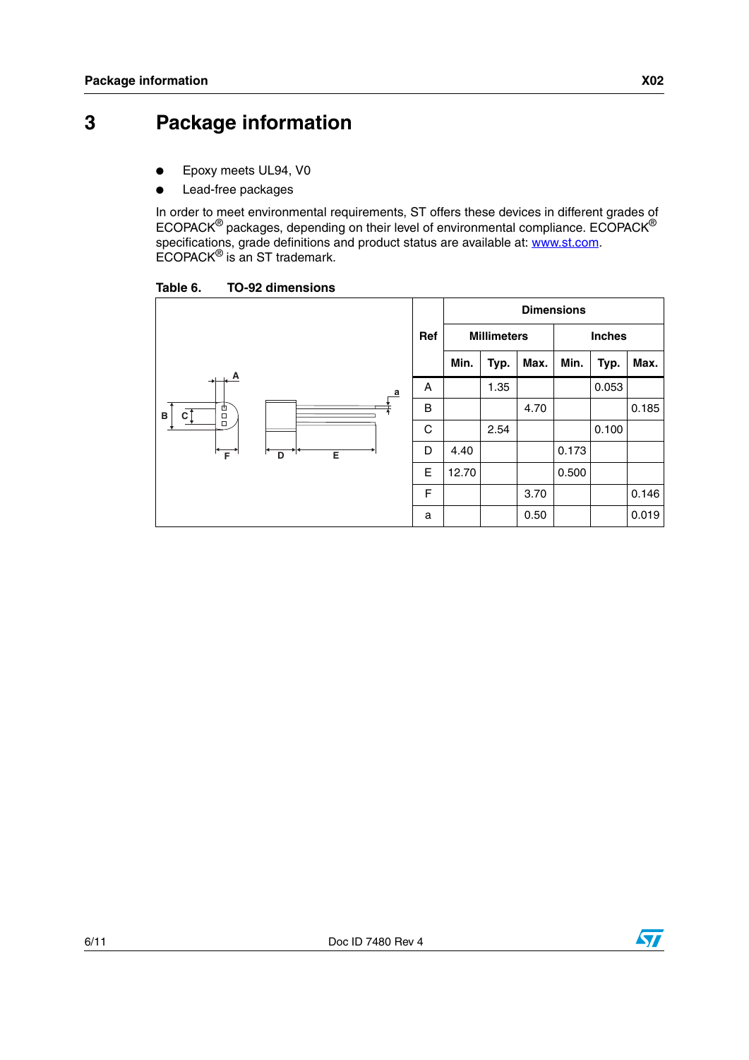# 3 Package information

- Epoxy meets UL94, V0
- Lead-free packages

In order to meet environmental requirements, ST offers these devices in different grades of ECOPACK® packages, depending on their level of environmental compliance. ECOPACK® specifications, grade definitions and product status are available at: www.st.com. ECOPACK® is an ST trademark.

**Table 6. TO-92 dimensions**

| Ref | Millimeters | | | Inches | | |
|---|---|---|---|---|---|---|
| | Min. | Typ. | Max. | Min. | Typ. | Max. |
| A | | 1.35 | | | 0.053 | |
| B | | | 4.70 | | | 0.185 |
| C | | 2.54 | | | 0.100 | |
| D | 4.40 | | | 0.173 | | |
| E | 12.70 | | | 0.500 | | |
| F | | | 3.70 | | | 0.146 |
| a | | | 0.50 | | | 0.019 |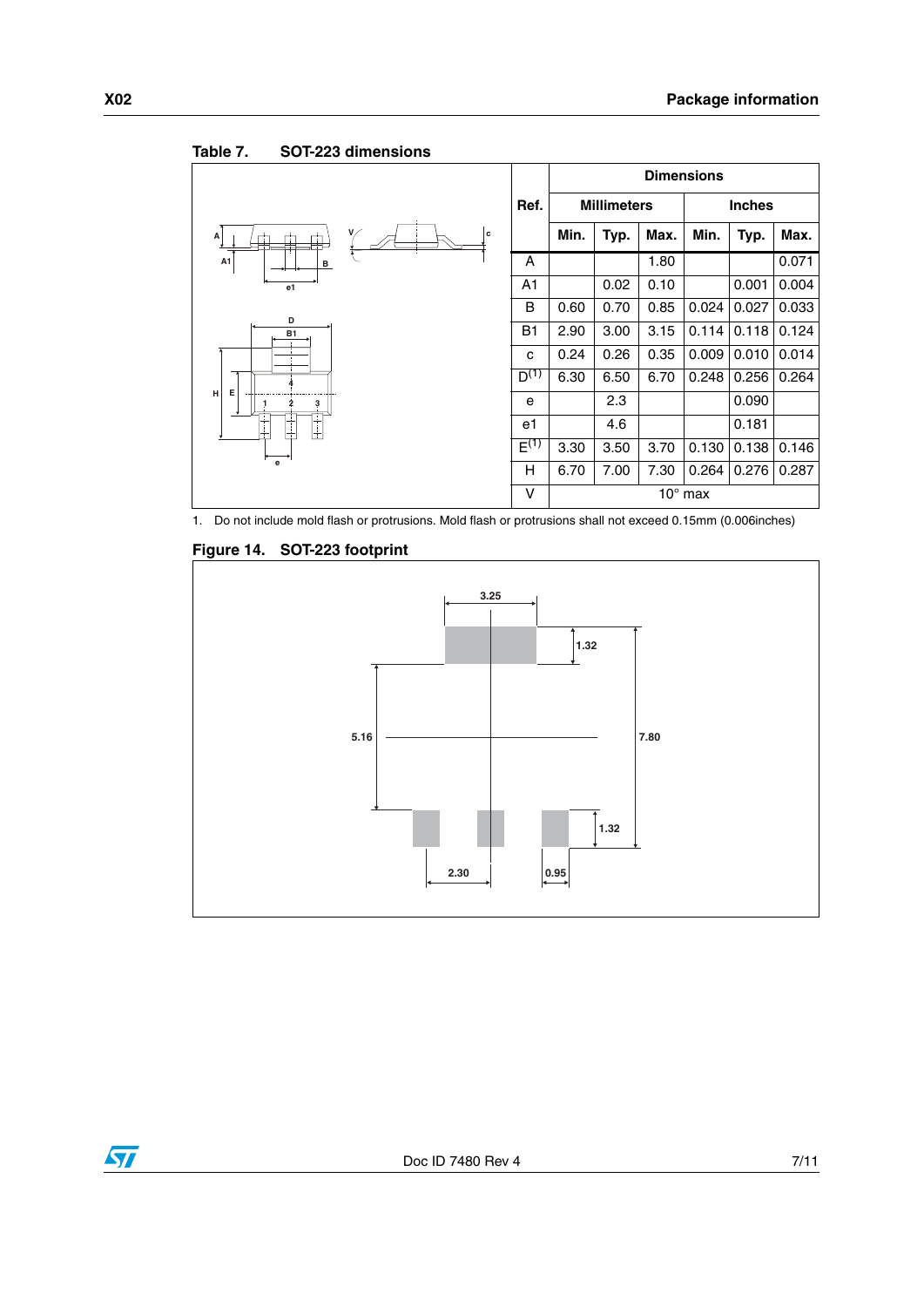Table 7. SOT-223 dimensions

| Ref. | Dimensions | | | | | |
|---|---|---|---|---|---|---|
| | Millimeters | | | Inches | | |
| | Min. | Typ. | Max. | Min. | Typ. | Max. |
| A | | | 1.80 | | | 0.071 |
| A1 | | 0.02 | 0.10 | | 0.001 | 0.004 |
| B | 0.60 | 0.70 | 0.85 | 0.024 | 0.027 | 0.033 |
| B1 | 2.90 | 3.00 | 3.15 | 0.114 | 0.118 | 0.124 |
| c | 0.24 | 0.26 | 0.35 | 0.009 | 0.010 | 0.014 |
| D(1) | 6.30 | 6.50 | 6.70 | 0.248 | 0.256 | 0.264 |
| e | | 2.3 | | | 0.090 | |
| e1 | | 4.6 | | | 0.181 | |
| E(1) | 3.30 | 3.50 | 3.70 | 0.130 | 0.138 | 0.146 |
| H | 6.70 | 7.00 | 7.30 | 0.264 | 0.276 | 0.287 |
| V | 10° max | | | | | |

1. Do not include mold flash or protrusions. Mold flash or protrusions shall not exceed 0.15mm (0.006inches)

Figure 14. SOT-223 footprint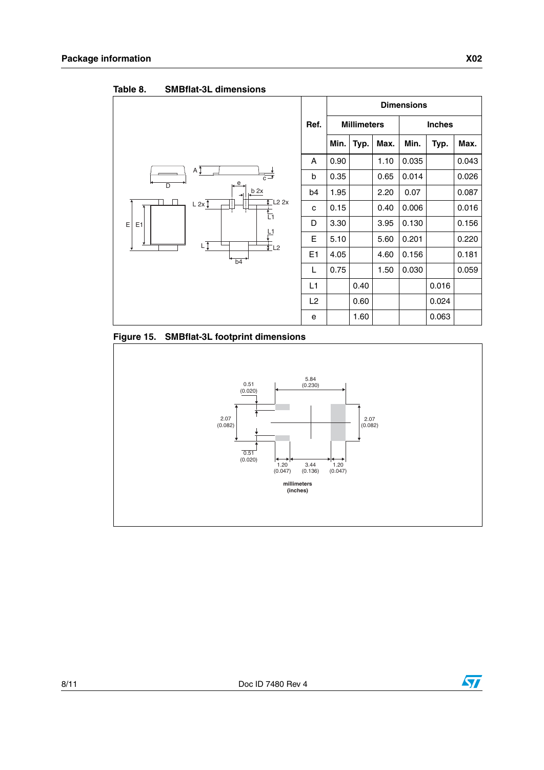Table 8. SMBflat-3L dimensions

| Ref. | Dimensions | | | | | |
|---|---|---|---|---|---|---|
| | Millimeters | | | Inches | | |
| | Min. | Typ. | Max. | Min. | Typ. | Max. |
| A | 0.90 | | 1.10 | 0.035 | | 0.043 |
| b | 0.35 | | 0.65 | 0.014 | | 0.026 |
| b4 | 1.95 | | 2.20 | 0.07 | | 0.087 |
| c | 0.15 | | 0.40 | 0.006 | | 0.016 |
| D | 3.30 | | 3.95 | 0.130 | | 0.156 |
| E | 5.10 | | 5.60 | 0.201 | | 0.220 |
| E1 | 4.05 | | 4.60 | 0.156 | | 0.181 |
| L | 0.75 | | 1.50 | 0.030 | | 0.059 |
| L1 | | 0.40 | | | 0.016 | |
| L2 | | 0.60 | | | 0.024 | |
| e | | 1.60 | | | 0.063 | |

Figure 15. SMBflat-3L footprint dimensions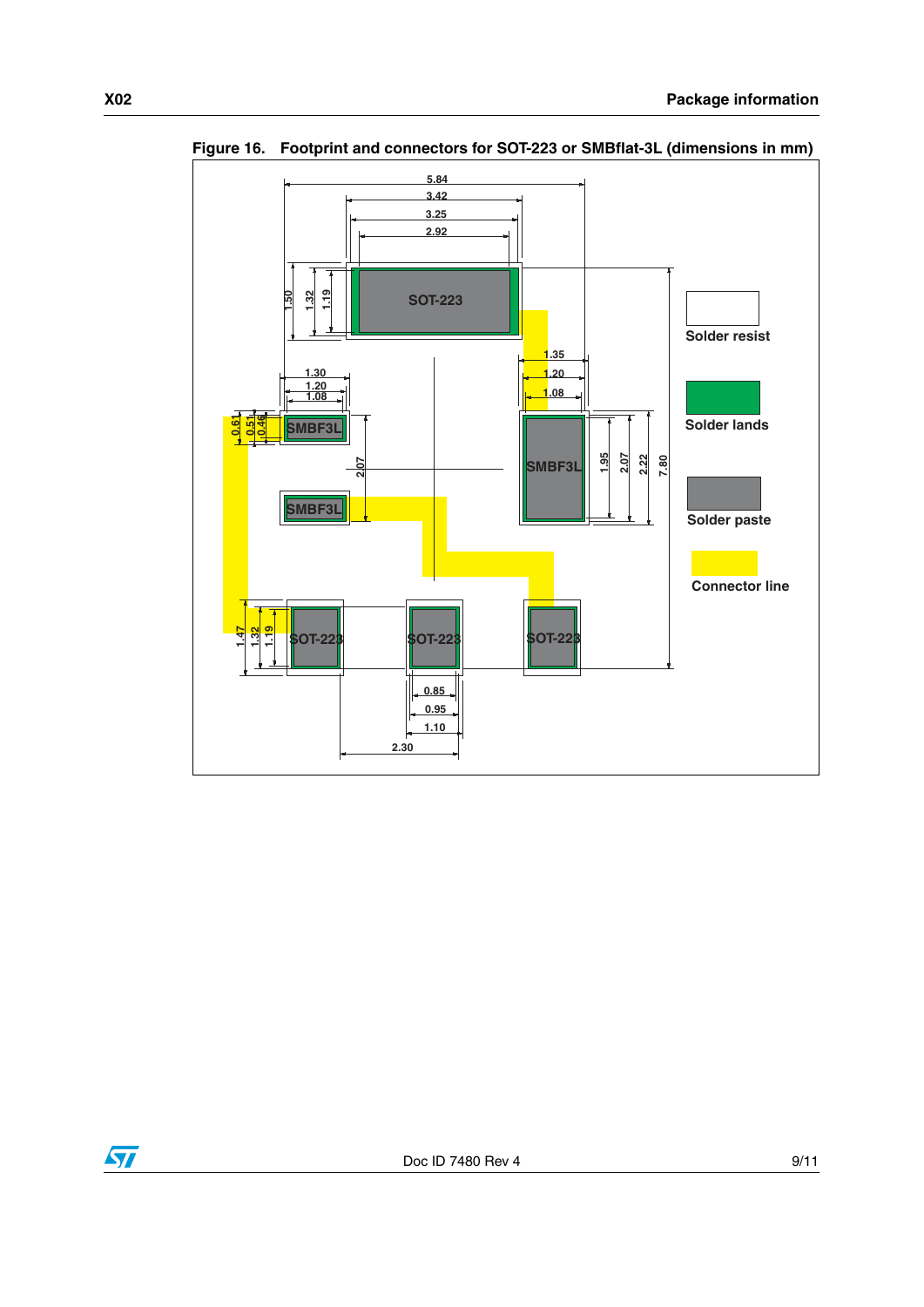Figure 16. Footprint and connectors for SOT-223 or SMBflat-3L (dimensions in mm)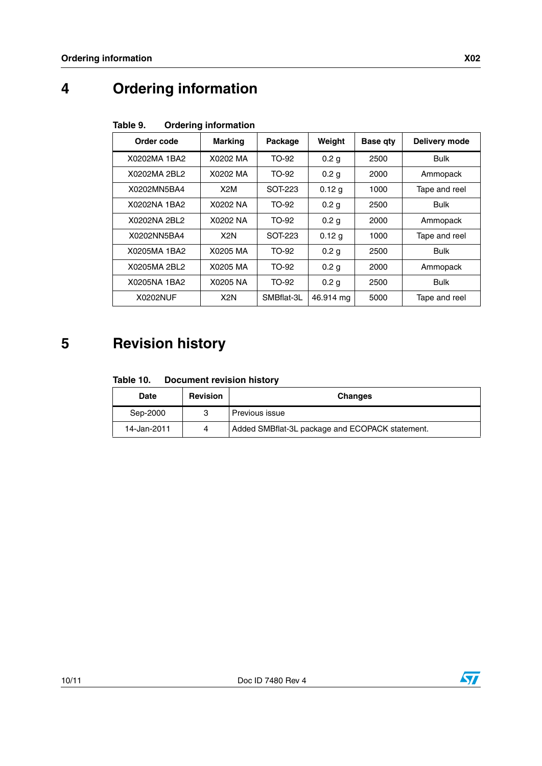# 4 Ordering information

Table 9. Ordering information

| Order code | Marking | Package | Weight | Base qty | Delivery mode |
|---|---|---|---|---|---|
| X0202MA 1BA2 | X0202 MA | TO-92 | 0.2 g | 2500 | Bulk |
| X0202MA 2BL2 | X0202 MA | TO-92 | 0.2 g | 2000 | Ammopack |
| X0202MN5BA4 | X2M | SOT-223 | 0.12 g | 1000 | Tape and reel |
| X0202NA 1BA2 | X0202 NA | TO-92 | 0.2 g | 2500 | Bulk |
| X0202NA 2BL2 | X0202 NA | TO-92 | 0.2 g | 2000 | Ammopack |
| X0202NN5BA4 | X2N | SOT-223 | 0.12 g | 1000 | Tape and reel |
| X0205MA 1BA2 | X0205 MA | TO-92 | 0.2 g | 2500 | Bulk |
| X0205MA 2BL2 | X0205 MA | TO-92 | 0.2 g | 2000 | Ammopack |
| X0205NA 1BA2 | X0205 NA | TO-92 | 0.2 g | 2500 | Bulk |
| X0202NUF | X2N | SMBflat-3L | 46.914 mg | 5000 | Tape and reel |

# 5 Revision history

Table 10. Document revision history

| Date | Revision | Changes |
|---|---|---|
| Sep-2000 | 3 | Previous issue |
| 14-Jan-2011 | 4 | Added SMBflat-3L package and ECOPACK statement. |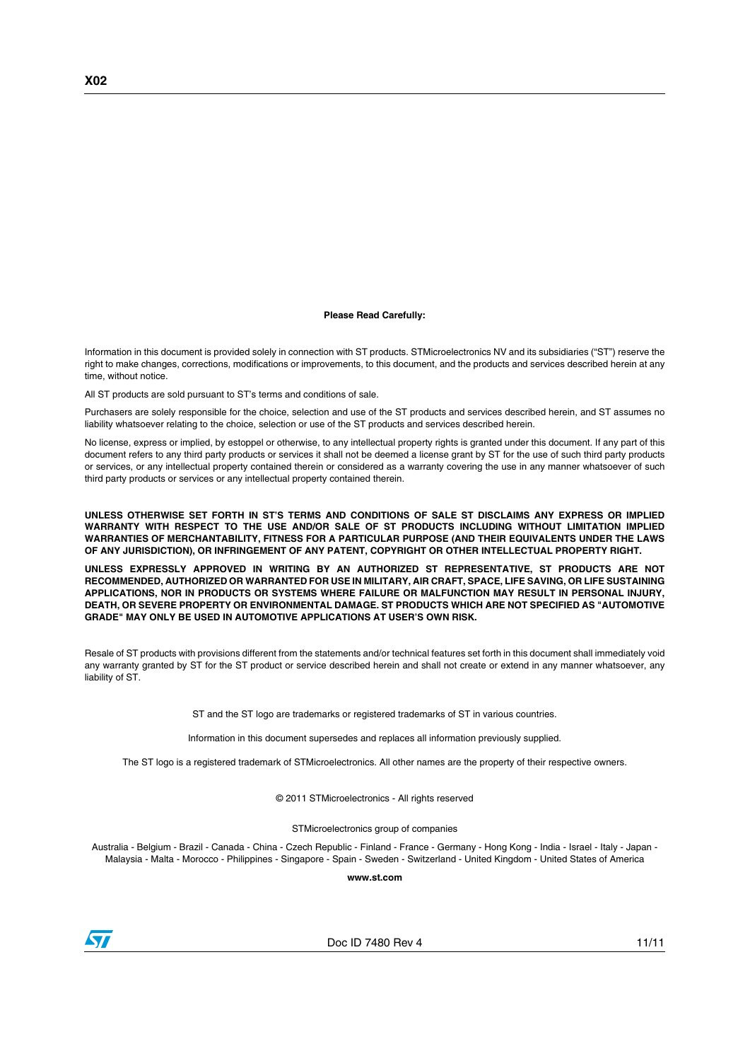**Please Read Carefully:**

Information in this document is provided solely in connection with ST products. STMicroelectronics NV and its subsidiaries (“ST”) reserve the right to make changes, corrections, modifications or improvements, to this document, and the products and services described herein at any time, without notice.

All ST products are sold pursuant to ST’s terms and conditions of sale.

Purchasers are solely responsible for the choice, selection and use of the ST products and services described herein, and ST assumes no liability whatsoever relating to the choice, selection or use of the ST products and services described herein.

No license, express or implied, by estoppel or otherwise, to any intellectual property rights is granted under this document. If any part of this document refers to any third party products or services it shall not be deemed a license grant by ST for the use of such third party products or services, or any intellectual property contained therein or considered as a warranty covering the use in any manner whatsoever of such third party products or services or any intellectual property contained therein.

**UNLESS OTHERWISE SET FORTH IN ST’S TERMS AND CONDITIONS OF SALE ST DISCLAIMS ANY EXPRESS OR IMPLIED WARRANTY WITH RESPECT TO THE USE AND/OR SALE OF ST PRODUCTS INCLUDING WITHOUT LIMITATION IMPLIED WARRANTIES OF MERCHANTABILITY, FITNESS FOR A PARTICULAR PURPOSE (AND THEIR EQUIVALENTS UNDER THE LAWS OF ANY JURISDICTION), OR INFRINGEMENT OF ANY PATENT, COPYRIGHT OR OTHER INTELLECTUAL PROPERTY RIGHT.**

**UNLESS EXPRESSLY APPROVED IN WRITING BY AN AUTHORIZED ST REPRESENTATIVE, ST PRODUCTS ARE NOT RECOMMENDED, AUTHORIZED OR WARRANTED FOR USE IN MILITARY, AIR CRAFT, SPACE, LIFE SAVING, OR LIFE SUSTAINING APPLICATIONS, NOR IN PRODUCTS OR SYSTEMS WHERE FAILURE OR MALFUNCTION MAY RESULT IN PERSONAL INJURY, DEATH, OR SEVERE PROPERTY OR ENVIRONMENTAL DAMAGE. ST PRODUCTS WHICH ARE NOT SPECIFIED AS "AUTOMOTIVE GRADE" MAY ONLY BE USED IN AUTOMOTIVE APPLICATIONS AT USER’S OWN RISK.**

Resale of ST products with provisions different from the statements and/or technical features set forth in this document shall immediately void any warranty granted by ST for the ST product or service described herein and shall not create or extend in any manner whatsoever, any liability of ST.

ST and the ST logo are trademarks or registered trademarks of ST in various countries.

Information in this document supersedes and replaces all information previously supplied.

The ST logo is a registered trademark of STMicroelectronics. All other names are the property of their respective owners.

© 2011 STMicroelectronics - All rights reserved

STMicroelectronics group of companies

Australia - Belgium - Brazil - Canada - China - Czech Republic - Finland - France - Germany - Hong Kong - India - Israel - Italy - Japan - Malaysia - Malta - Morocco - Philippines - Singapore - Spain - Sweden - Switzerland - United Kingdom - United States of America

**www.st.com**